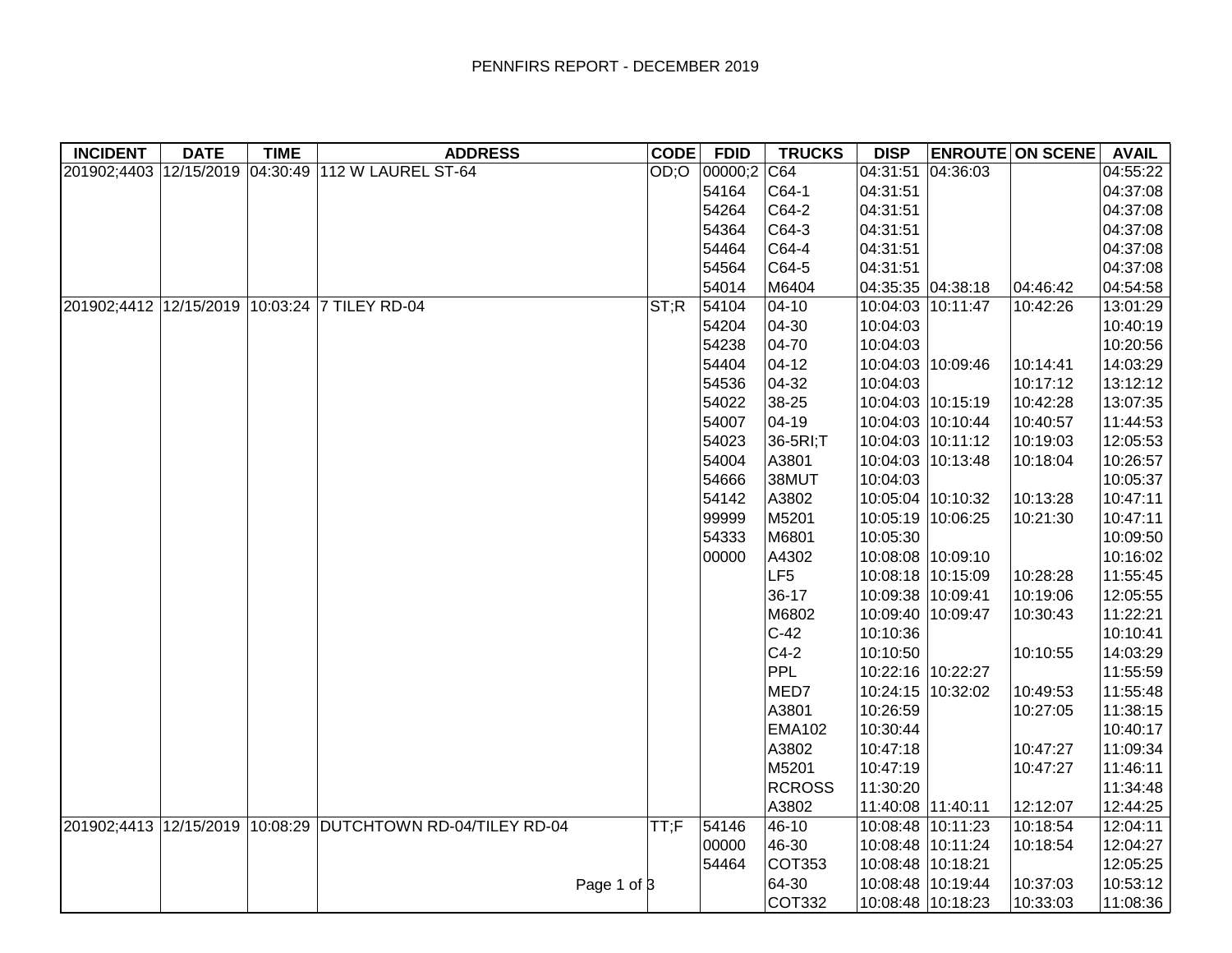# PENNFIRS REPORT - DECEMBER 2019

| INCIDENT | DATE | TIME | ADDRESS | CODE | FDID | TRUCKS | DISP | ENROUTE | ON SCENE | AVAIL |
|---|---|---|---|---|---|---|---|---|---|---|
| 201902;4403 | 12/15/2019 | 04:30:49 | 112 W LAUREL ST-64 | OD;O | 00000;2 | C64 | 04:31:51 | 04:36:03 | | 04:55:22 |
| | | | | | 54164 | C64-1 | 04:31:51 | | | 04:37:08 |
| | | | | | 54264 | C64-2 | 04:31:51 | | | 04:37:08 |
| | | | | | 54364 | C64-3 | 04:31:51 | | | 04:37:08 |
| | | | | | 54464 | C64-4 | 04:31:51 | | | 04:37:08 |
| | | | | | 54564 | C64-5 | 04:31:51 | | | 04:37:08 |
| | | | | | 54014 | M6404 | 04:35:35 | 04:38:18 | 04:46:42 | 04:54:58 |
| 201902;4412 | 12/15/2019 | 10:03:24 | 7 TILEY RD-04 | ST;R | 54104 | 04-10 | 10:04:03 | 10:11:47 | 10:42:26 | 13:01:29 |
| | | | | | 54204 | 04-30 | 10:04:03 | | | 10:40:19 |
| | | | | | 54238 | 04-70 | 10:04:03 | | | 10:20:56 |
| | | | | | 54404 | 04-12 | 10:04:03 | 10:09:46 | 10:14:41 | 14:03:29 |
| | | | | | 54536 | 04-32 | 10:04:03 | | 10:17:12 | 13:12:12 |
| | | | | | 54022 | 38-25 | 10:04:03 | 10:15:19 | 10:42:28 | 13:07:35 |
| | | | | | 54007 | 04-19 | 10:04:03 | 10:10:44 | 10:40:57 | 11:44:53 |
| | | | | | 54023 | 36-5RI;T | 10:04:03 | 10:11:12 | 10:19:03 | 12:05:53 |
| | | | | | 54004 | A3801 | 10:04:03 | 10:13:48 | 10:18:04 | 10:26:57 |
| | | | | | 54666 | 38MUT | 10:04:03 | | | 10:05:37 |
| | | | | | 54142 | A3802 | 10:05:04 | 10:10:32 | 10:13:28 | 10:47:11 |
| | | | | | 99999 | M5201 | 10:05:19 | 10:06:25 | 10:21:30 | 10:47:11 |
| | | | | | 54333 | M6801 | 10:05:30 | | | 10:09:50 |
| | | | | | 00000 | A4302 | 10:08:08 | 10:09:10 | | 10:16:02 |
| | | | | | | LF5 | 10:08:18 | 10:15:09 | 10:28:28 | 11:55:45 |
| | | | | | | 36-17 | 10:09:38 | 10:09:41 | 10:19:06 | 12:05:55 |
| | | | | | | M6802 | 10:09:40 | 10:09:47 | 10:30:43 | 11:22:21 |
| | | | | | | C-42 | 10:10:36 | | | 10:10:41 |
| | | | | | | C4-2 | 10:10:50 | | 10:10:55 | 14:03:29 |
| | | | | | | PPL | 10:22:16 | 10:22:27 | | 11:55:59 |
| | | | | | | MED7 | 10:24:15 | 10:32:02 | 10:49:53 | 11:55:48 |
| | | | | | | A3801 | 10:26:59 | | 10:27:05 | 11:38:15 |
| | | | | | | EMA102 | 10:30:44 | | | 10:40:17 |
| | | | | | | A3802 | 10:47:18 | | 10:47:27 | 11:09:34 |
| | | | | | | M5201 | 10:47:19 | | 10:47:27 | 11:46:11 |
| | | | | | | RCROSS | 11:30:20 | | | 11:34:48 |
| | | | | | | A3802 | 11:40:08 | 11:40:11 | 12:12:07 | 12:44:25 |
| 201902;4413 | 12/15/2019 | 10:08:29 | DUTCHTOWN RD-04/TILEY RD-04 | TT;F | 54146 | 46-10 | 10:08:48 | 10:11:23 | 10:18:54 | 12:04:11 |
| | | | | | 00000 | 46-30 | 10:08:48 | 10:11:24 | 10:18:54 | 12:04:27 |
| | | | | | 54464 | COT353 | 10:08:48 | 10:18:21 | | 12:05:25 |
| | | | | | | 64-30 | 10:08:48 | 10:19:44 | 10:37:03 | 10:53:12 |
| | | | | | | COT332 | 10:08:48 | 10:18:23 | 10:33:03 | 11:08:36 |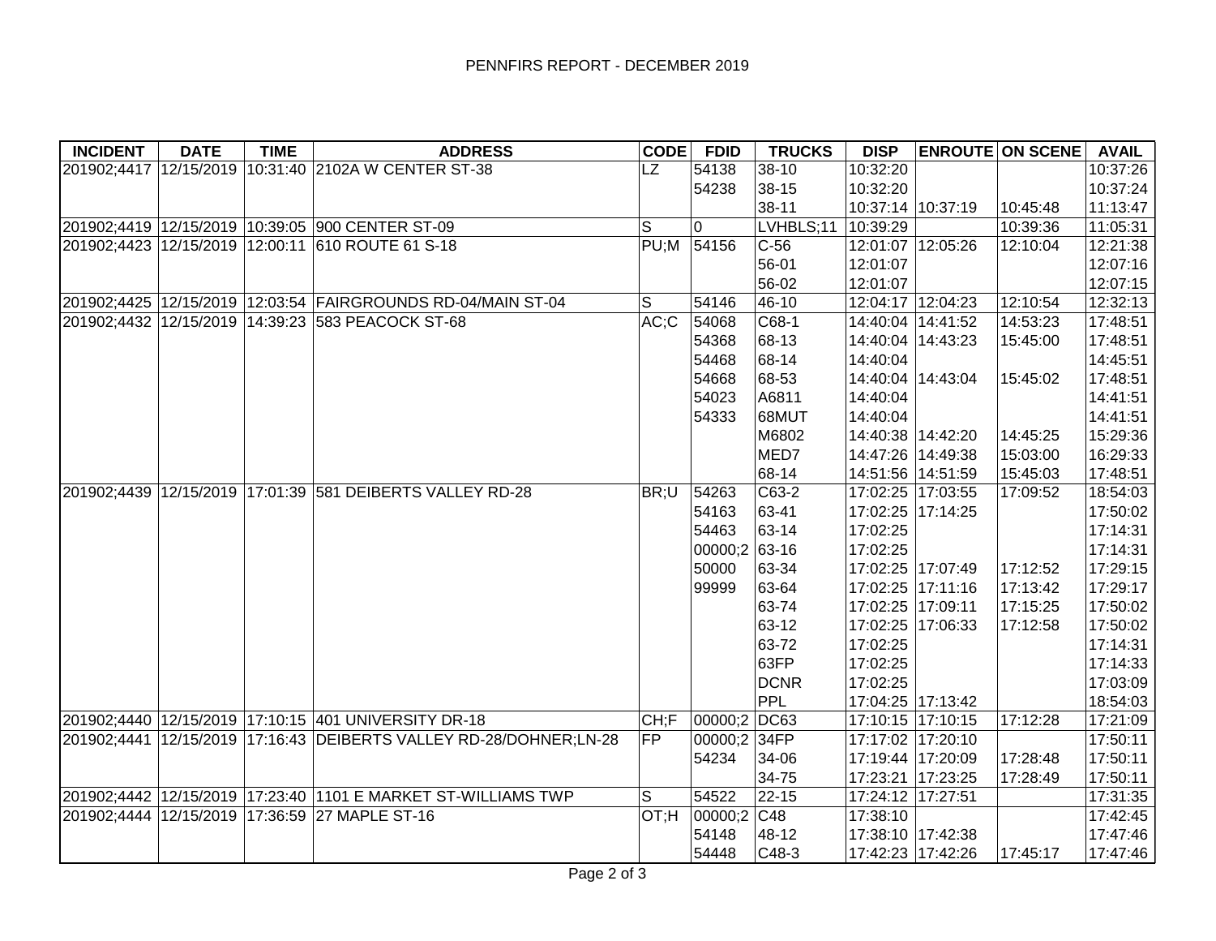PENNFIRS REPORT - DECEMBER 2019

| INCIDENT | DATE | TIME | ADDRESS | CODE | FDID | TRUCKS | DISP | ENROUTE | ON SCENE | AVAIL |
|---|---|---|---|---|---|---|---|---|---|---|
| 201902;4417 | 12/15/2019 | 10:31:40 | 2102A W CENTER ST-38 | LZ | 54138 | 38-10 | 10:32:20 | | | 10:37:26 |
| | | | | | 54238 | 38-15 | 10:32:20 | | | 10:37:24 |
| | | | | | | 38-11 | 10:37:14 | 10:37:19 | 10:45:48 | 11:13:47 |
| 201902;4419 | 12/15/2019 | 10:39:05 | 900 CENTER ST-09 | S | 0 | LVHBLS;11 | 10:39:29 | | 10:39:36 | 11:05:31 |
| 201902;4423 | 12/15/2019 | 12:00:11 | 610 ROUTE 61 S-18 | PU;M | 54156 | C-56 | 12:01:07 | 12:05:26 | 12:10:04 | 12:21:38 |
| | | | | | | 56-01 | 12:01:07 | | | 12:07:16 |
| | | | | | | 56-02 | 12:01:07 | | | 12:07:15 |
| 201902;4425 | 12/15/2019 | 12:03:54 | FAIRGROUNDS RD-04/MAIN ST-04 | S | 54146 | 46-10 | 12:04:17 | 12:04:23 | 12:10:54 | 12:32:13 |
| 201902;4432 | 12/15/2019 | 14:39:23 | 583 PEACOCK ST-68 | AC;C | 54068 | C68-1 | 14:40:04 | 14:41:52 | 14:53:23 | 17:48:51 |
| | | | | | 54368 | 68-13 | 14:40:04 | 14:43:23 | 15:45:00 | 17:48:51 |
| | | | | | 54468 | 68-14 | 14:40:04 | | | 14:45:51 |
| | | | | | 54668 | 68-53 | 14:40:04 | 14:43:04 | 15:45:02 | 17:48:51 |
| | | | | | 54023 | A6811 | 14:40:04 | | | 14:41:51 |
| | | | | | 54333 | 68MUT | 14:40:04 | | | 14:41:51 |
| | | | | | | M6802 | 14:40:38 | 14:42:20 | 14:45:25 | 15:29:36 |
| | | | | | | MED7 | 14:47:26 | 14:49:38 | 15:03:00 | 16:29:33 |
| | | | | | | 68-14 | 14:51:56 | 14:51:59 | 15:45:03 | 17:48:51 |
| 201902;4439 | 12/15/2019 | 17:01:39 | 581 DEIBERTS VALLEY RD-28 | BR;U | 54263 | C63-2 | 17:02:25 | 17:03:55 | 17:09:52 | 18:54:03 |
| | | | | | 54163 | 63-41 | 17:02:25 | 17:14:25 | | 17:50:02 |
| | | | | | 54463 | 63-14 | 17:02:25 | | | 17:14:31 |
| | | | | | 00000;2 | 63-16 | 17:02:25 | | | 17:14:31 |
| | | | | | 50000 | 63-34 | 17:02:25 | 17:07:49 | 17:12:52 | 17:29:15 |
| | | | | | 99999 | 63-64 | 17:02:25 | 17:11:16 | 17:13:42 | 17:29:17 |
| | | | | | | 63-74 | 17:02:25 | 17:09:11 | 17:15:25 | 17:50:02 |
| | | | | | | 63-12 | 17:02:25 | 17:06:33 | 17:12:58 | 17:50:02 |
| | | | | | | 63-72 | 17:02:25 | | | 17:14:31 |
| | | | | | | 63FP | 17:02:25 | | | 17:14:33 |
| | | | | | | DCNR | 17:02:25 | | | 17:03:09 |
| | | | | | | PPL | 17:04:25 | 17:13:42 | | 18:54:03 |
| 201902;4440 | 12/15/2019 | 17:10:15 | 401 UNIVERSITY DR-18 | CH;F | 00000;2 | DC63 | 17:10:15 | 17:10:15 | 17:12:28 | 17:21:09 |
| 201902;4441 | 12/15/2019 | 17:16:43 | DEIBERTS VALLEY RD-28/DOHNER;LN-28 | FP | 00000;2 | 34FP | 17:17:02 | 17:20:10 | | 17:50:11 |
| | | | | | 54234 | 34-06 | 17:19:44 | 17:20:09 | 17:28:48 | 17:50:11 |
| | | | | | | 34-75 | 17:23:21 | 17:23:25 | 17:28:49 | 17:50:11 |
| 201902;4442 | 12/15/2019 | 17:23:40 | 1101 E MARKET ST-WILLIAMS TWP | S | 54522 | 22-15 | 17:24:12 | 17:27:51 | | 17:31:35 |
| 201902;4444 | 12/15/2019 | 17:36:59 | 27 MAPLE ST-16 | OT;H | 00000;2 | C48 | 17:38:10 | | | 17:42:45 |
| | | | | | 54148 | 48-12 | 17:38:10 | 17:42:38 | | 17:47:46 |
| | | | | | 54448 | C48-3 | 17:42:23 | 17:42:26 | 17:45:17 | 17:47:46 |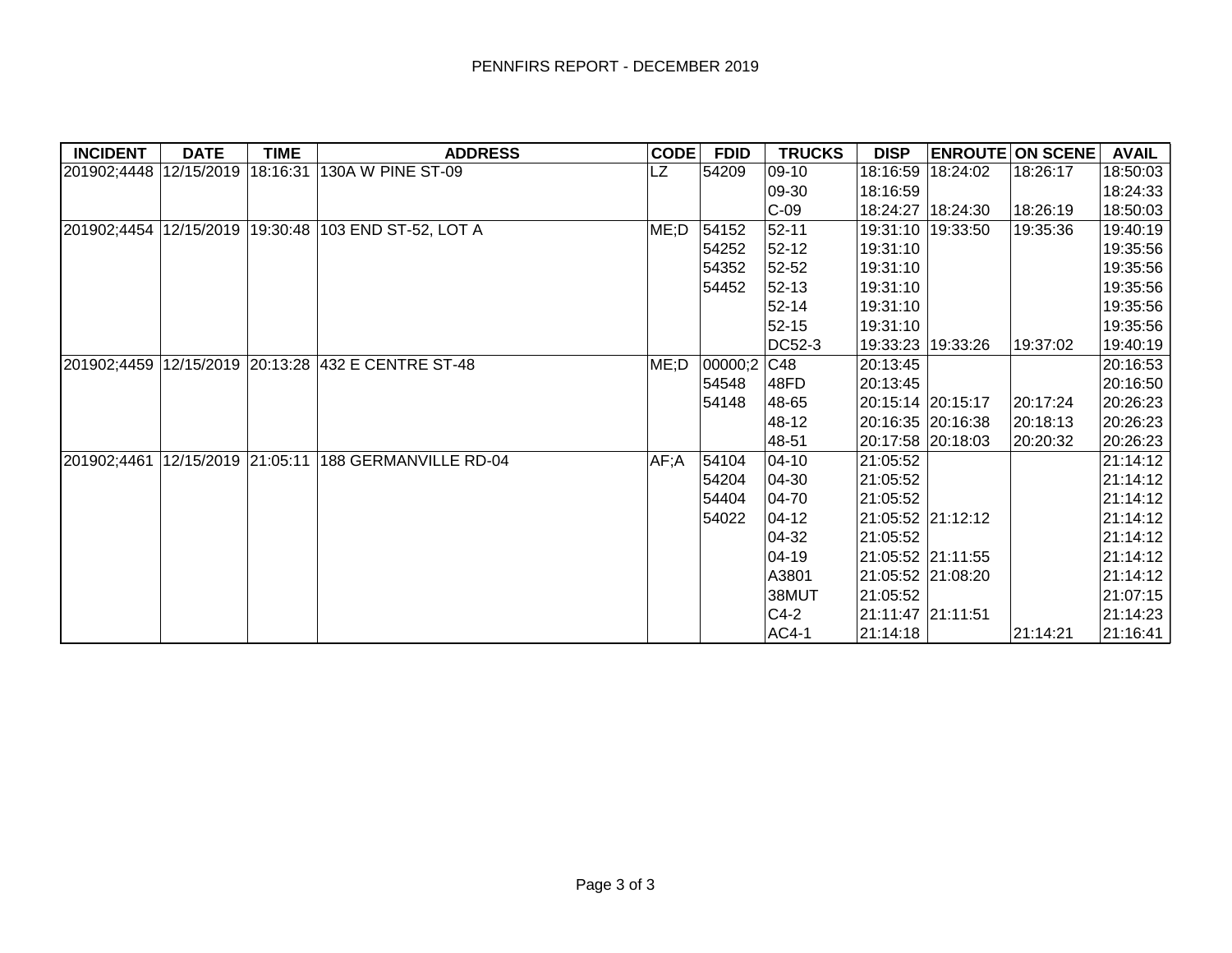PENNFIRS REPORT - DECEMBER 2019

| INCIDENT | DATE | TIME | ADDRESS | CODE | FDID | TRUCKS | DISP | ENROUTE | ON SCENE | AVAIL |
|---|---|---|---|---|---|---|---|---|---|---|
| 201902;4448 | 12/15/2019 | 18:16:31 | 130A W PINE ST-09 | LZ | 54209 | 09-10 | 18:16:59 | 18:24:02 | 18:26:17 | 18:50:03 |
| | | | | | | 09-30 | 18:16:59 | | | 18:24:33 |
| | | | | | | C-09 | 18:24:27 | 18:24:30 | 18:26:19 | 18:50:03 |
| 201902;4454 | 12/15/2019 | 19:30:48 | 103 END ST-52, LOT A | ME;D | 54152 | 52-11 | 19:31:10 | 19:33:50 | 19:35:36 | 19:40:19 |
| | | | | | 54252 | 52-12 | 19:31:10 | | | 19:35:56 |
| | | | | | 54352 | 52-52 | 19:31:10 | | | 19:35:56 |
| | | | | | 54452 | 52-13 | 19:31:10 | | | 19:35:56 |
| | | | | | | 52-14 | 19:31:10 | | | 19:35:56 |
| | | | | | | 52-15 | 19:31:10 | | | 19:35:56 |
| | | | | | | DC52-3 | 19:33:23 | 19:33:26 | 19:37:02 | 19:40:19 |
| 201902;4459 | 12/15/2019 | 20:13:28 | 432 E CENTRE ST-48 | ME;D | 00000;2 | C48 | 20:13:45 | | | 20:16:53 |
| | | | | | 54548 | 48FD | 20:13:45 | | | 20:16:50 |
| | | | | | 54148 | 48-65 | 20:15:14 | 20:15:17 | 20:17:24 | 20:26:23 |
| | | | | | | 48-12 | 20:16:35 | 20:16:38 | 20:18:13 | 20:26:23 |
| | | | | | | 48-51 | 20:17:58 | 20:18:03 | 20:20:32 | 20:26:23 |
| 201902;4461 | 12/15/2019 | 21:05:11 | 188 GERMANVILLE RD-04 | AF;A | 54104 | 04-10 | 21:05:52 | | | 21:14:12 |
| | | | | | 54204 | 04-30 | 21:05:52 | | | 21:14:12 |
| | | | | | 54404 | 04-70 | 21:05:52 | | | 21:14:12 |
| | | | | | 54022 | 04-12 | 21:05:52 | 21:12:12 | | 21:14:12 |
| | | | | | | 04-32 | 21:05:52 | | | 21:14:12 |
| | | | | | | 04-19 | 21:05:52 | 21:11:55 | | 21:14:12 |
| | | | | | | A3801 | 21:05:52 | 21:08:20 | | 21:14:12 |
| | | | | | | 38MUT | 21:05:52 | | | 21:07:15 |
| | | | | | | C4-2 | 21:11:47 | 21:11:51 | | 21:14:23 |
| | | | | | | AC4-1 | 21:14:18 | | 21:14:21 | 21:16:41 |